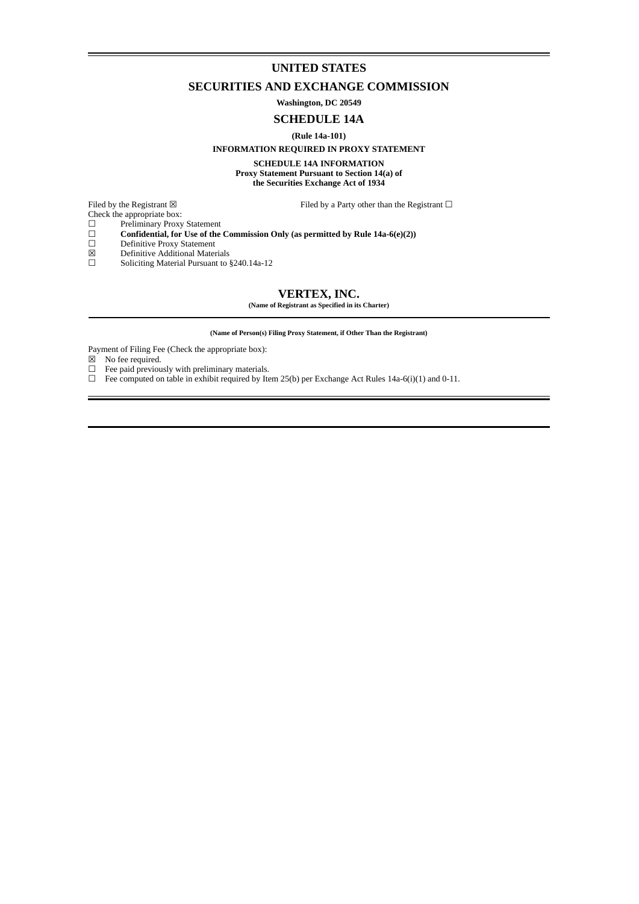# UNITED STATES

## SECURITIES AND EXCHANGE COMMISSION

**Washington, DC 20549**

## SCHEDULE 14A

**(Rule 14a-101)**

**INFORMATION REQUIRED IN PROXY STATEMENT**

**SCHEDULE 14A INFORMATION**
**Proxy Statement Pursuant to Section 14(a) of**
**the Securities Exchange Act of 1934**

Filed by the Registrant ☒ Filed by a Party other than the Registrant ☐

Check the appropriate box:

☐ Preliminary Proxy Statement
☐ **Confidential, for Use of the Commission Only (as permitted by Rule 14a-6(e)(2))**
☐ Definitive Proxy Statement
☒ Definitive Additional Materials
☐ Soliciting Material Pursuant to §240.14a-12

## VERTEX, INC.

**(Name of Registrant as Specified in its Charter)**

**(Name of Person(s) Filing Proxy Statement, if Other Than the Registrant)**

Payment of Filing Fee (Check the appropriate box):

☒ No fee required.
☐ Fee paid previously with preliminary materials.
☐ Fee computed on table in exhibit required by Item 25(b) per Exchange Act Rules 14a-6(i)(1) and 0-11.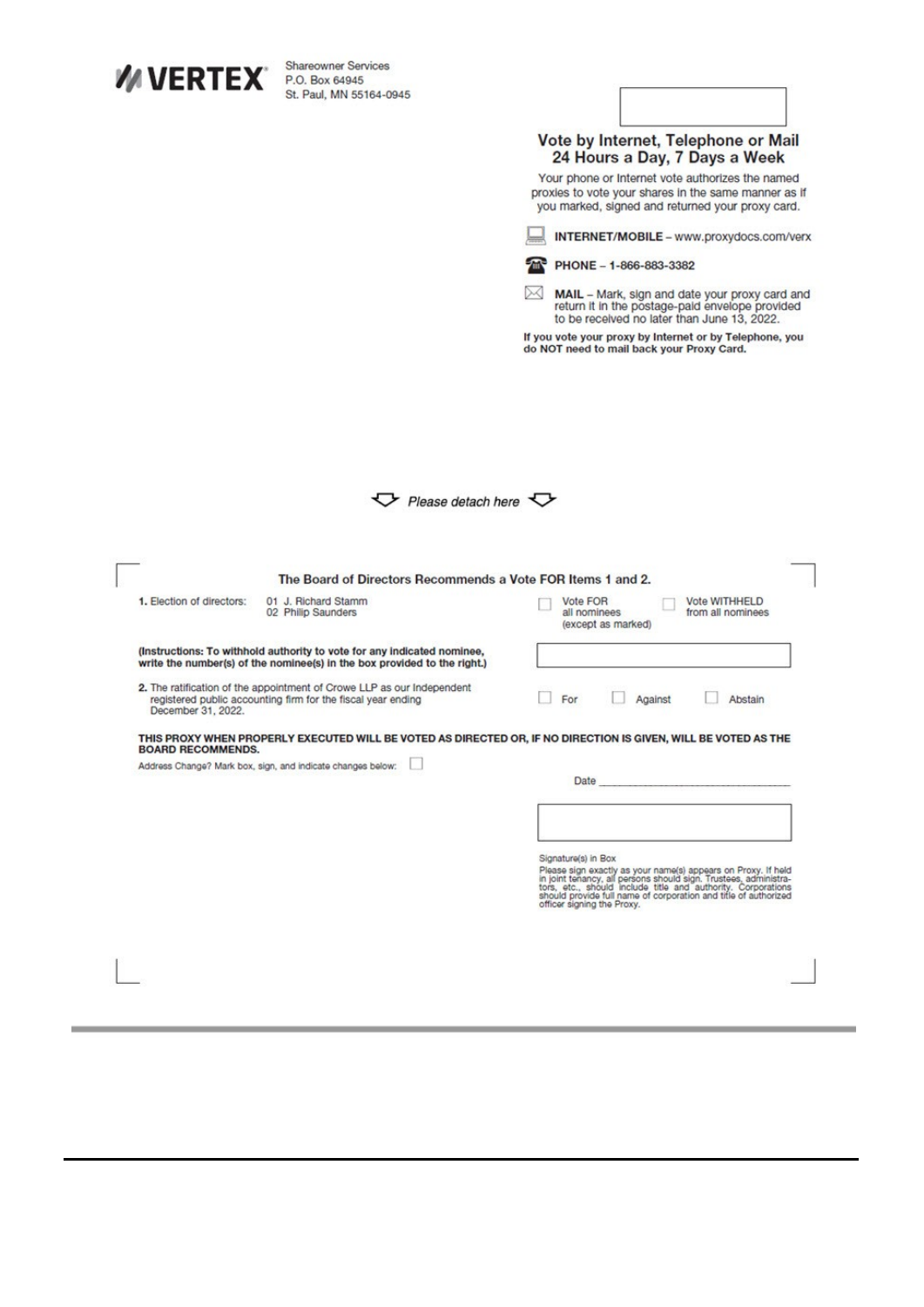**VERTEX**

Shareowner Services
P.O. Box 64945
St. Paul, MN 55164-0945

## Vote by Internet, Telephone or Mail 24 Hours a Day, 7 Days a Week

Your phone or Internet vote authorizes the named proxies to vote your shares in the same manner as if you marked, signed and returned your proxy card.

**INTERNET/MOBILE** – www.proxydocs.com/verx

**PHONE** – **1-866-883-3382**

**MAIL** – Mark, sign and date your proxy card and return it in the postage-paid envelope provided to be received no later than June 13, 2022.

**If you vote your proxy by Internet or by Telephone, you do NOT need to mail back your Proxy Card.**

*Please detach here*

**The Board of Directors Recommends a Vote FOR Items 1 and 2.**

**1.** Election of directors: 01 J. Richard Stamm
02 Philip Saunders

☐ Vote FOR all nominees (except as marked) ☐ Vote WITHHELD from all nominees

**(Instructions: To withhold authority to vote for any indicated nominee, write the number(s) of the nominee(s) in the box provided to the right.)**

**2.** The ratification of the appointment of Crowe LLP as our Independent registered public accounting firm for the fiscal year ending December 31, 2022.

☐ For ☐ Against ☐ Abstain

**THIS PROXY WHEN PROPERLY EXECUTED WILL BE VOTED AS DIRECTED OR, IF NO DIRECTION IS GIVEN, WILL BE VOTED AS THE BOARD RECOMMENDS.**

Address Change? Mark box, sign, and indicate changes below: ☐

Date ______________________________

Signature(s) in Box

Please sign exactly as your name(s) appears on Proxy. If held in joint tenancy, all persons should sign. Trustees, administrators, etc., should include title and authority. Corporations should provide full name of corporation and title of authorized officer signing the Proxy.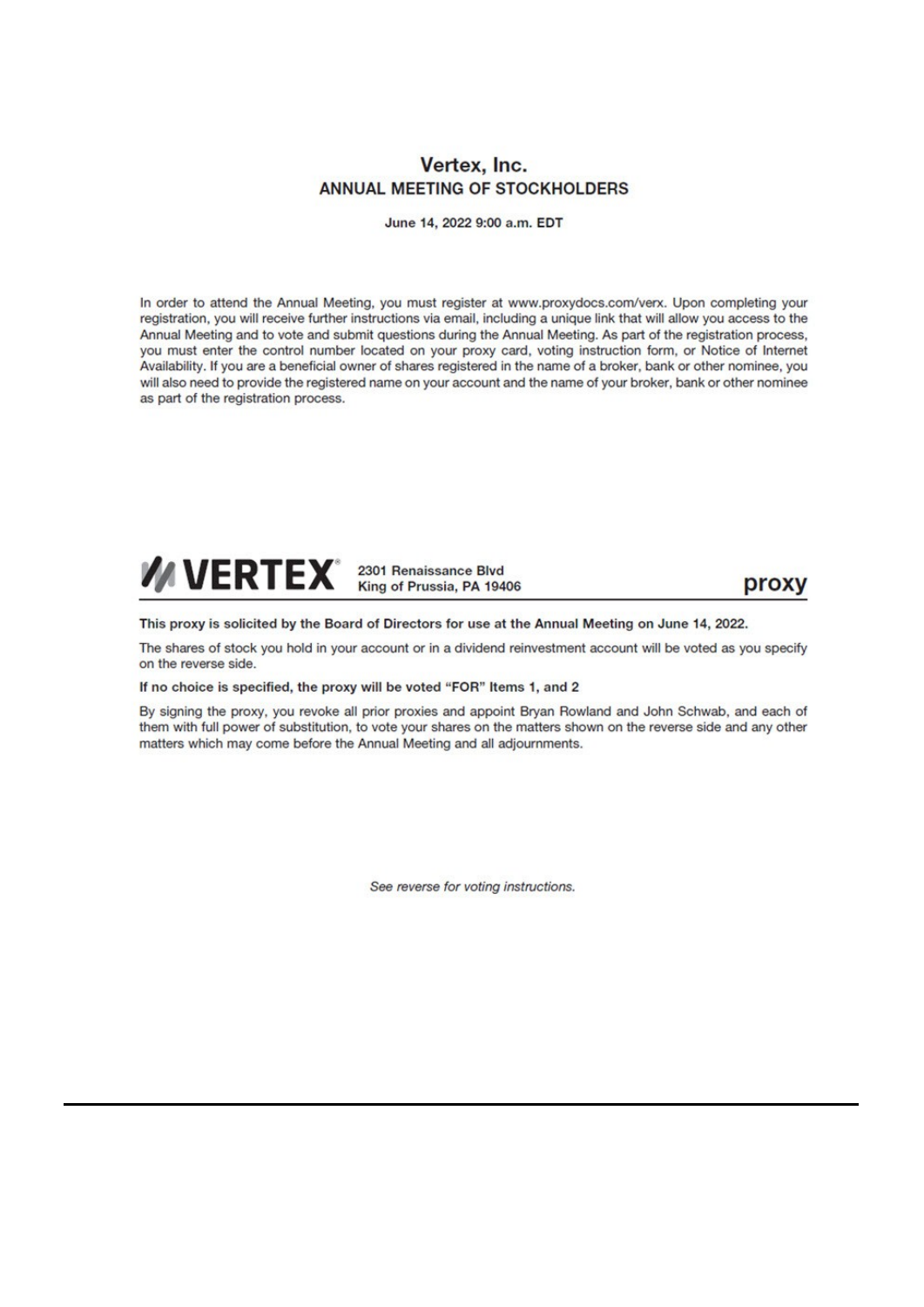## Vertex, Inc.

### ANNUAL MEETING OF STOCKHOLDERS

**June 14, 2022 9:00 a.m. EDT**

In order to attend the Annual Meeting, you must register at www.proxydocs.com/verx. Upon completing your registration, you will receive further instructions via email, including a unique link that will allow you access to the Annual Meeting and to vote and submit questions during the Annual Meeting. As part of the registration process, you must enter the control number located on your proxy card, voting instruction form, or Notice of Internet Availability. If you are a beneficial owner of shares registered in the name of a broker, bank or other nominee, you will also need to provide the registered name on your account and the name of your broker, bank or other nominee as part of the registration process.

**VERTEX®** 2301 Renaissance Blvd
King of Prussia, PA 19406

**proxy**

**This proxy is solicited by the Board of Directors for use at the Annual Meeting on June 14, 2022.**

The shares of stock you hold in your account or in a dividend reinvestment account will be voted as you specify on the reverse side.

**If no choice is specified, the proxy will be voted "FOR" Items 1, and 2**

By signing the proxy, you revoke all prior proxies and appoint Bryan Rowland and John Schwab, and each of them with full power of substitution, to vote your shares on the matters shown on the reverse side and any other matters which may come before the Annual Meeting and all adjournments.

*See reverse for voting instructions.*